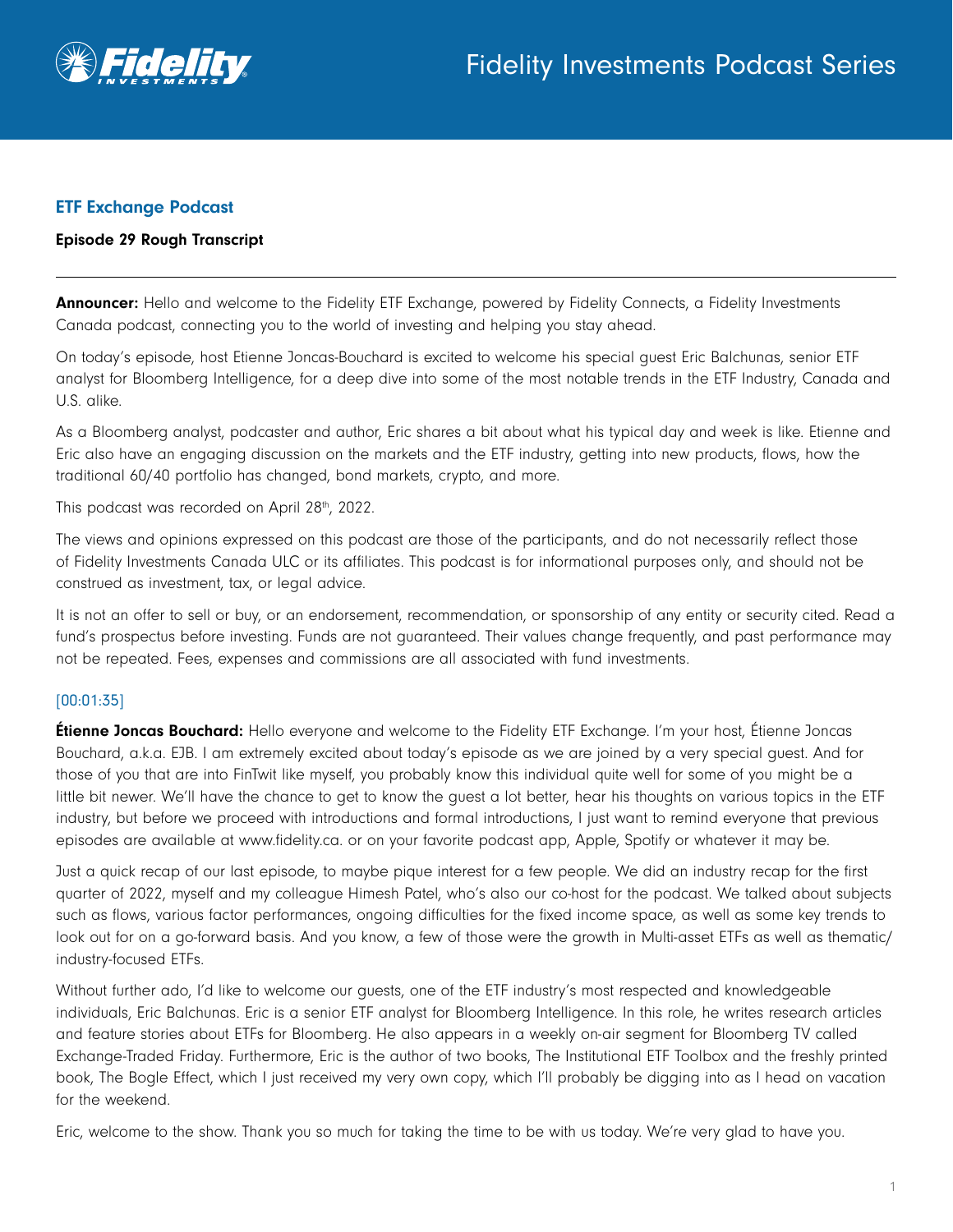Fidelity Investments Podcast Series

## ETF Exchange Podcast

**Episode 29 Rough Transcript**

---

**Announcer:** Hello and welcome to the Fidelity ETF Exchange, powered by Fidelity Connects, a Fidelity Investments Canada podcast, connecting you to the world of investing and helping you stay ahead.

On today's episode, host Etienne Joncas-Bouchard is excited to welcome his special guest Eric Balchunas, senior ETF analyst for Bloomberg Intelligence, for a deep dive into some of the most notable trends in the ETF Industry, Canada and U.S. alike.

As a Bloomberg analyst, podcaster and author, Eric shares a bit about what his typical day and week is like. Etienne and Eric also have an engaging discussion on the markets and the ETF industry, getting into new products, flows, how the traditional 60/40 portfolio has changed, bond markets, crypto, and more.

This podcast was recorded on April 28th, 2022.

The views and opinions expressed on this podcast are those of the participants, and do not necessarily reflect those of Fidelity Investments Canada ULC or its affiliates. This podcast is for informational purposes only, and should not be construed as investment, tax, or legal advice.

It is not an offer to sell or buy, or an endorsement, recommendation, or sponsorship of any entity or security cited. Read a fund's prospectus before investing. Funds are not guaranteed. Their values change frequently, and past performance may not be repeated. Fees, expenses and commissions are all associated with fund investments.

[00:01:35]

**Étienne Joncas Bouchard:** Hello everyone and welcome to the Fidelity ETF Exchange. I'm your host, Étienne Joncas Bouchard, a.k.a. EJB. I am extremely excited about today's episode as we are joined by a very special guest. And for those of you that are into FinTwit like myself, you probably know this individual quite well for some of you might be a little bit newer. We'll have the chance to get to know the guest a lot better, hear his thoughts on various topics in the ETF industry, but before we proceed with introductions and formal introductions, I just want to remind everyone that previous episodes are available at www.fidelity.ca. or on your favorite podcast app, Apple, Spotify or whatever it may be.

Just a quick recap of our last episode, to maybe pique interest for a few people. We did an industry recap for the first quarter of 2022, myself and my colleague Himesh Patel, who's also our co-host for the podcast. We talked about subjects such as flows, various factor performances, ongoing difficulties for the fixed income space, as well as some key trends to look out for on a go-forward basis. And you know, a few of those were the growth in Multi-asset ETFs as well as thematic/industry-focused ETFs.

Without further ado, I'd like to welcome our guests, one of the ETF industry's most respected and knowledgeable individuals, Eric Balchunas. Eric is a senior ETF analyst for Bloomberg Intelligence. In this role, he writes research articles and feature stories about ETFs for Bloomberg. He also appears in a weekly on-air segment for Bloomberg TV called Exchange-Traded Friday. Furthermore, Eric is the author of two books, The Institutional ETF Toolbox and the freshly printed book, The Bogle Effect, which I just received my very own copy, which I'll probably be digging into as I head on vacation for the weekend.

Eric, welcome to the show. Thank you so much for taking the time to be with us today. We're very glad to have you.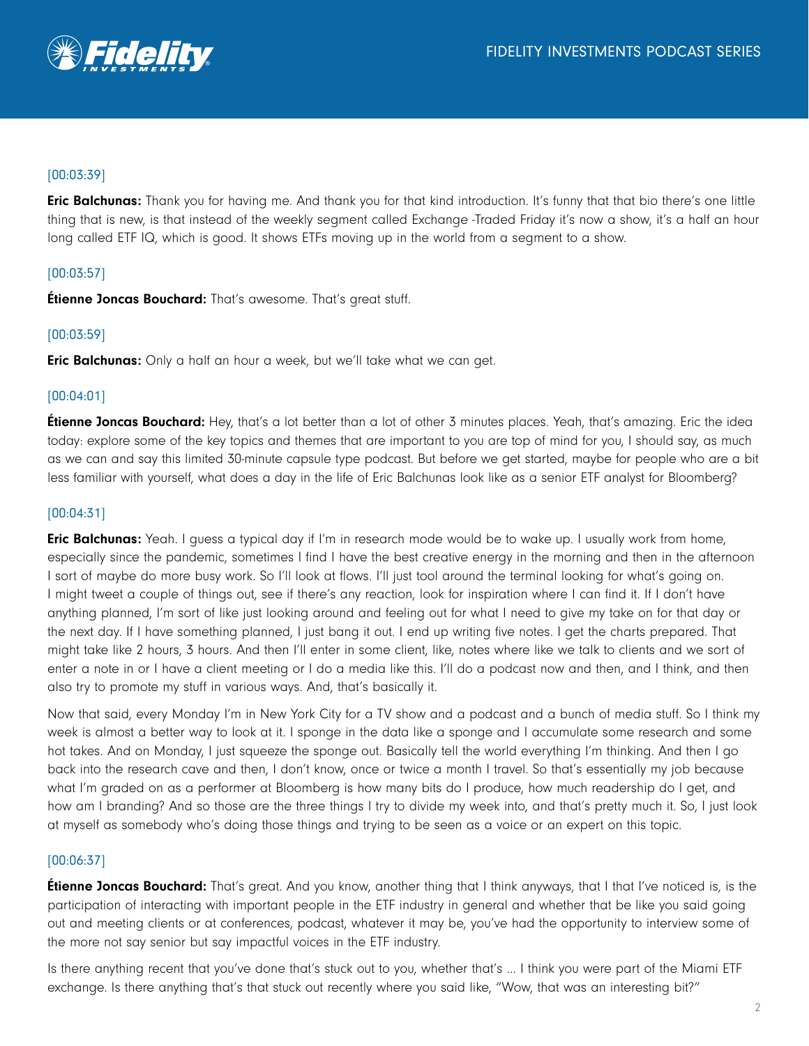[00:03:39]

**Eric Balchunas:** Thank you for having me. And thank you for that kind introduction. It's funny that that bio there's one little thing that is new, is that instead of the weekly segment called Exchange -Traded Friday it's now a show, it's a half an hour long called ETF IQ, which is good. It shows ETFs moving up in the world from a segment to a show.

[00:03:57]

**Étienne Joncas Bouchard:** That's awesome. That's great stuff.

[00:03:59]

**Eric Balchunas:** Only a half an hour a week, but we'll take what we can get.

[00:04:01]

**Étienne Joncas Bouchard:** Hey, that's a lot better than a lot of other 3 minutes places. Yeah, that's amazing. Eric the idea today: explore some of the key topics and themes that are important to you are top of mind for you, I should say, as much as we can and say this limited 30-minute capsule type podcast. But before we get started, maybe for people who are a bit less familiar with yourself, what does a day in the life of Eric Balchunas look like as a senior ETF analyst for Bloomberg?

[00:04:31]

**Eric Balchunas:** Yeah. I guess a typical day if I'm in research mode would be to wake up. I usually work from home, especially since the pandemic, sometimes I find I have the best creative energy in the morning and then in the afternoon I sort of maybe do more busy work. So I'll look at flows. I'll just tool around the terminal looking for what's going on. I might tweet a couple of things out, see if there's any reaction, look for inspiration where I can find it. If I don't have anything planned, I'm sort of like just looking around and feeling out for what I need to give my take on for that day or the next day. If I have something planned, I just bang it out. I end up writing five notes. I get the charts prepared. That might take like 2 hours, 3 hours. And then I'll enter in some client, like, notes where like we talk to clients and we sort of enter a note in or I have a client meeting or I do a media like this. I'll do a podcast now and then, and I think, and then also try to promote my stuff in various ways. And, that's basically it.

Now that said, every Monday I'm in New York City for a TV show and a podcast and a bunch of media stuff. So I think my week is almost a better way to look at it. I sponge in the data like a sponge and I accumulate some research and some hot takes. And on Monday, I just squeeze the sponge out. Basically tell the world everything I'm thinking. And then I go back into the research cave and then, I don't know, once or twice a month I travel. So that's essentially my job because what I'm graded on as a performer at Bloomberg is how many bits do I produce, how much readership do I get, and how am I branding? And so those are the three things I try to divide my week into, and that's pretty much it. So, I just look at myself as somebody who's doing those things and trying to be seen as a voice or an expert on this topic.

[00:06:37]

**Étienne Joncas Bouchard:** That's great. And you know, another thing that I think anyways, that I that I've noticed is, is the participation of interacting with important people in the ETF industry in general and whether that be like you said going out and meeting clients or at conferences, podcast, whatever it may be, you've had the opportunity to interview some of the more not say senior but say impactful voices in the ETF industry.

Is there anything recent that you've done that's stuck out to you, whether that's ... I think you were part of the Miami ETF exchange. Is there anything that's that stuck out recently where you said like, "Wow, that was an interesting bit?"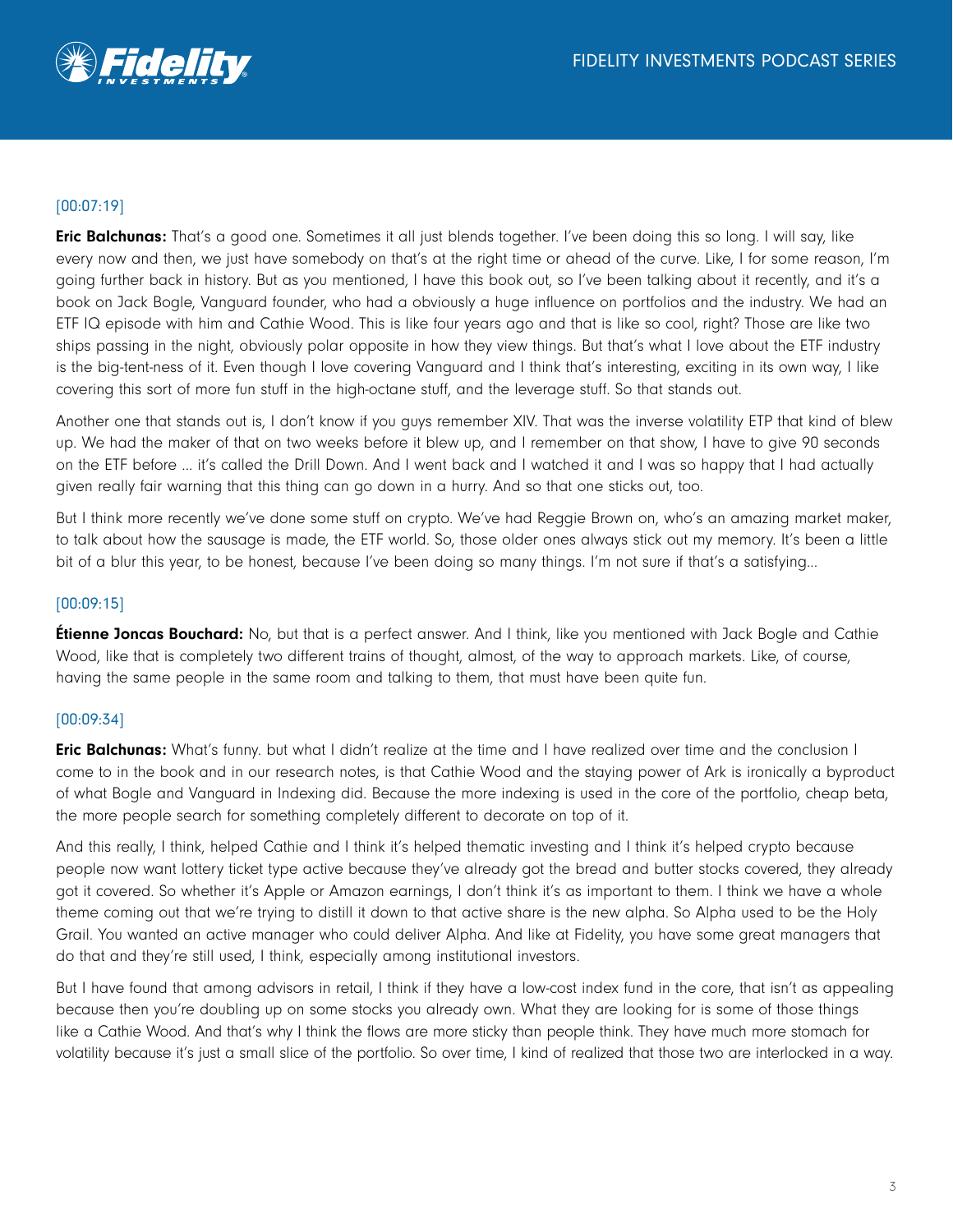[00:07:19]

**Eric Balchunas:** That's a good one. Sometimes it all just blends together. I've been doing this so long. I will say, like every now and then, we just have somebody on that's at the right time or ahead of the curve. Like, I for some reason, I'm going further back in history. But as you mentioned, I have this book out, so I've been talking about it recently, and it's a book on Jack Bogle, Vanguard founder, who had a obviously a huge influence on portfolios and the industry. We had an ETF IQ episode with him and Cathie Wood. This is like four years ago and that is like so cool, right? Those are like two ships passing in the night, obviously polar opposite in how they view things. But that's what I love about the ETF industry is the big-tent-ness of it. Even though I love covering Vanguard and I think that's interesting, exciting in its own way, I like covering this sort of more fun stuff in the high-octane stuff, and the leverage stuff. So that stands out.

Another one that stands out is, I don't know if you guys remember XIV. That was the inverse volatility ETP that kind of blew up. We had the maker of that on two weeks before it blew up, and I remember on that show, I have to give 90 seconds on the ETF before ... it's called the Drill Down. And I went back and I watched it and I was so happy that I had actually given really fair warning that this thing can go down in a hurry. And so that one sticks out, too.

But I think more recently we've done some stuff on crypto. We've had Reggie Brown on, who's an amazing market maker, to talk about how the sausage is made, the ETF world. So, those older ones always stick out my memory. It's been a little bit of a blur this year, to be honest, because I've been doing so many things. I'm not sure if that's a satisfying...

[00:09:15]

**Étienne Joncas Bouchard:** No, but that is a perfect answer. And I think, like you mentioned with Jack Bogle and Cathie Wood, like that is completely two different trains of thought, almost, of the way to approach markets. Like, of course, having the same people in the same room and talking to them, that must have been quite fun.

[00:09:34]

**Eric Balchunas:** What's funny. but what I didn't realize at the time and I have realized over time and the conclusion I come to in the book and in our research notes, is that Cathie Wood and the staying power of Ark is ironically a byproduct of what Bogle and Vanguard in Indexing did. Because the more indexing is used in the core of the portfolio, cheap beta, the more people search for something completely different to decorate on top of it.

And this really, I think, helped Cathie and I think it's helped thematic investing and I think it's helped crypto because people now want lottery ticket type active because they've already got the bread and butter stocks covered, they already got it covered. So whether it's Apple or Amazon earnings, I don't think it's as important to them. I think we have a whole theme coming out that we're trying to distill it down to that active share is the new alpha. So Alpha used to be the Holy Grail. You wanted an active manager who could deliver Alpha. And like at Fidelity, you have some great managers that do that and they're still used, I think, especially among institutional investors.

But I have found that among advisors in retail, I think if they have a low-cost index fund in the core, that isn't as appealing because then you're doubling up on some stocks you already own. What they are looking for is some of those things like a Cathie Wood. And that's why I think the flows are more sticky than people think. They have much more stomach for volatility because it's just a small slice of the portfolio. So over time, I kind of realized that those two are interlocked in a way.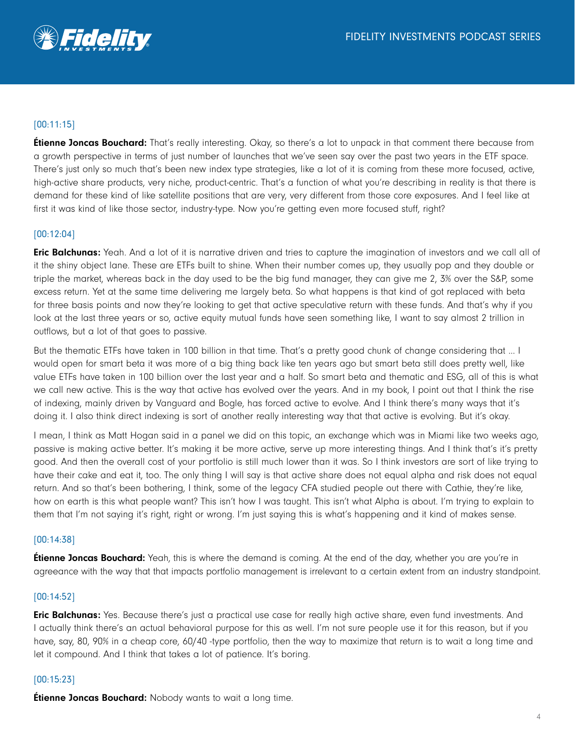[00:11:15]

**Étienne Joncas Bouchard:** That's really interesting. Okay, so there's a lot to unpack in that comment there because from a growth perspective in terms of just number of launches that we've seen say over the past two years in the ETF space. There's just only so much that's been new index type strategies, like a lot of it is coming from these more focused, active, high-active share products, very niche, product-centric. That's a function of what you're describing in reality is that there is demand for these kind of like satellite positions that are very, very different from those core exposures. And I feel like at first it was kind of like those sector, industry-type. Now you're getting even more focused stuff, right?

[00:12:04]

**Eric Balchunas:** Yeah. And a lot of it is narrative driven and tries to capture the imagination of investors and we call all of it the shiny object lane. These are ETFs built to shine. When their number comes up, they usually pop and they double or triple the market, whereas back in the day used to be the big fund manager, they can give me 2, 3% over the S&P, some excess return. Yet at the same time delivering me largely beta. So what happens is that kind of got replaced with beta for three basis points and now they're looking to get that active speculative return with these funds. And that's why if you look at the last three years or so, active equity mutual funds have seen something like, I want to say almost 2 trillion in outflows, but a lot of that goes to passive.

But the thematic ETFs have taken in 100 billion in that time. That's a pretty good chunk of change considering that ... I would open for smart beta it was more of a big thing back like ten years ago but smart beta still does pretty well, like value ETFs have taken in 100 billion over the last year and a half. So smart beta and thematic and ESG, all of this is what we call new active. This is the way that active has evolved over the years. And in my book, I point out that I think the rise of indexing, mainly driven by Vanguard and Bogle, has forced active to evolve. And I think there's many ways that it's doing it. I also think direct indexing is sort of another really interesting way that that active is evolving. But it's okay.

I mean, I think as Matt Hogan said in a panel we did on this topic, an exchange which was in Miami like two weeks ago, passive is making active better. It's making it be more active, serve up more interesting things. And I think that's it's pretty good. And then the overall cost of your portfolio is still much lower than it was. So I think investors are sort of like trying to have their cake and eat it, too. The only thing I will say is that active share does not equal alpha and risk does not equal return. And so that's been bothering, I think, some of the legacy CFA studied people out there with Cathie, they're like, how on earth is this what people want? This isn't how I was taught. This isn't what Alpha is about. I'm trying to explain to them that I'm not saying it's right, right or wrong. I'm just saying this is what's happening and it kind of makes sense.

[00:14:38]

**Étienne Joncas Bouchard:** Yeah, this is where the demand is coming. At the end of the day, whether you are you're in agreeance with the way that that impacts portfolio management is irrelevant to a certain extent from an industry standpoint.

[00:14:52]

**Eric Balchunas:** Yes. Because there's just a practical use case for really high active share, even fund investments. And I actually think there's an actual behavioral purpose for this as well. I'm not sure people use it for this reason, but if you have, say, 80, 90% in a cheap core, 60/40 -type portfolio, then the way to maximize that return is to wait a long time and let it compound. And I think that takes a lot of patience. It's boring.

[00:15:23]

**Étienne Joncas Bouchard:** Nobody wants to wait a long time.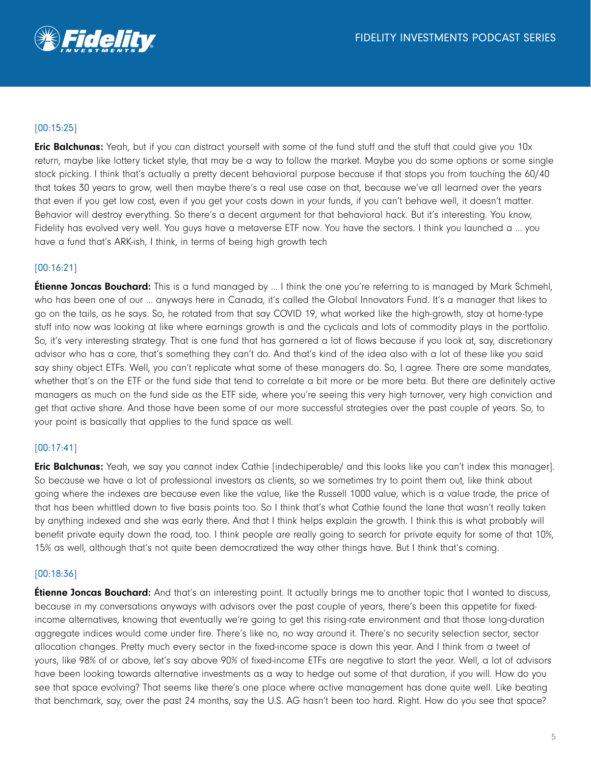[00:15:25]

**Eric Balchunas:** Yeah, but if you can distract yourself with some of the fund stuff and the stuff that could give you 10x return, maybe like lottery ticket style, that may be a way to follow the market. Maybe you do some options or some single stock picking. I think that's actually a pretty decent behavioral purpose because if that stops you from touching the 60/40 that takes 30 years to grow, well then maybe there's a real use case on that, because we've all learned over the years that even if you get low cost, even if you get your costs down in your funds, if you can't behave well, it doesn't matter. Behavior will destroy everything. So there's a decent argument for that behavioral hack. But it's interesting. You know, Fidelity has evolved very well. You guys have a metaverse ETF now. You have the sectors. I think you launched a ... you have a fund that's ARK-ish, I think, in terms of being high growth tech

[00:16:21]

**Étienne Joncas Bouchard:** This is a fund managed by ... I think the one you're referring to is managed by Mark Schmehl, who has been one of our ... anyways here in Canada, it's called the Global Innovators Fund. It's a manager that likes to go on the tails, as he says. So, he rotated from that say COVID 19, what worked like the high-growth, stay at home-type stuff into now was looking at like where earnings growth is and the cyclicals and lots of commodity plays in the portfolio. So, it's very interesting strategy. That is one fund that has garnered a lot of flows because if you look at, say, discretionary advisor who has a core, that's something they can't do. And that's kind of the idea also with a lot of these like you said say shiny object ETFs. Well, you can't replicate what some of these managers do. So, I agree. There are some mandates, whether that's on the ETF or the fund side that tend to correlate a bit more or be more beta. But there are definitely active managers as much on the fund side as the ETF side, where you're seeing this very high turnover, very high conviction and get that active share. And those have been some of our more successful strategies over the past couple of years. So, to your point is basically that applies to the fund space as well.

[00:17:41]

**Eric Balchunas:** Yeah, we say you cannot index Cathie [indechiperable/ and this looks like you can't index this manager]. So because we have a lot of professional investors as clients, so we sometimes try to point them out, like think about going where the indexes are because even like the value, like the Russell 1000 value, which is a value trade, the price of that has been whittled down to five basis points too. So I think that's what Cathie found the lane that wasn't really taken by anything indexed and she was early there. And that I think helps explain the growth. I think this is what probably will benefit private equity down the road, too. I think people are really going to search for private equity for some of that 10%, 15% as well, although that's not quite been democratized the way other things have. But I think that's coming.

[00:18:36]

**Étienne Joncas Bouchard:** And that's an interesting point. It actually brings me to another topic that I wanted to discuss, because in my conversations anyways with advisors over the past couple of years, there's been this appetite for fixed-income alternatives, knowing that eventually we're going to get this rising-rate environment and that those long-duration aggregate indices would come under fire. There's like no, no way around it. There's no security selection sector, sector allocation changes. Pretty much every sector in the fixed-income space is down this year. And I think from a tweet of yours, like 98% of or above, let's say above 90% of fixed-income ETFs are negative to start the year. Well, a lot of advisors have been looking towards alternative investments as a way to hedge out some of that duration, if you will. How do you see that space evolving? That seems like there's one place where active management has done quite well. Like beating that benchmark, say, over the past 24 months, say the U.S. AG hasn't been too hard. Right. How do you see that space?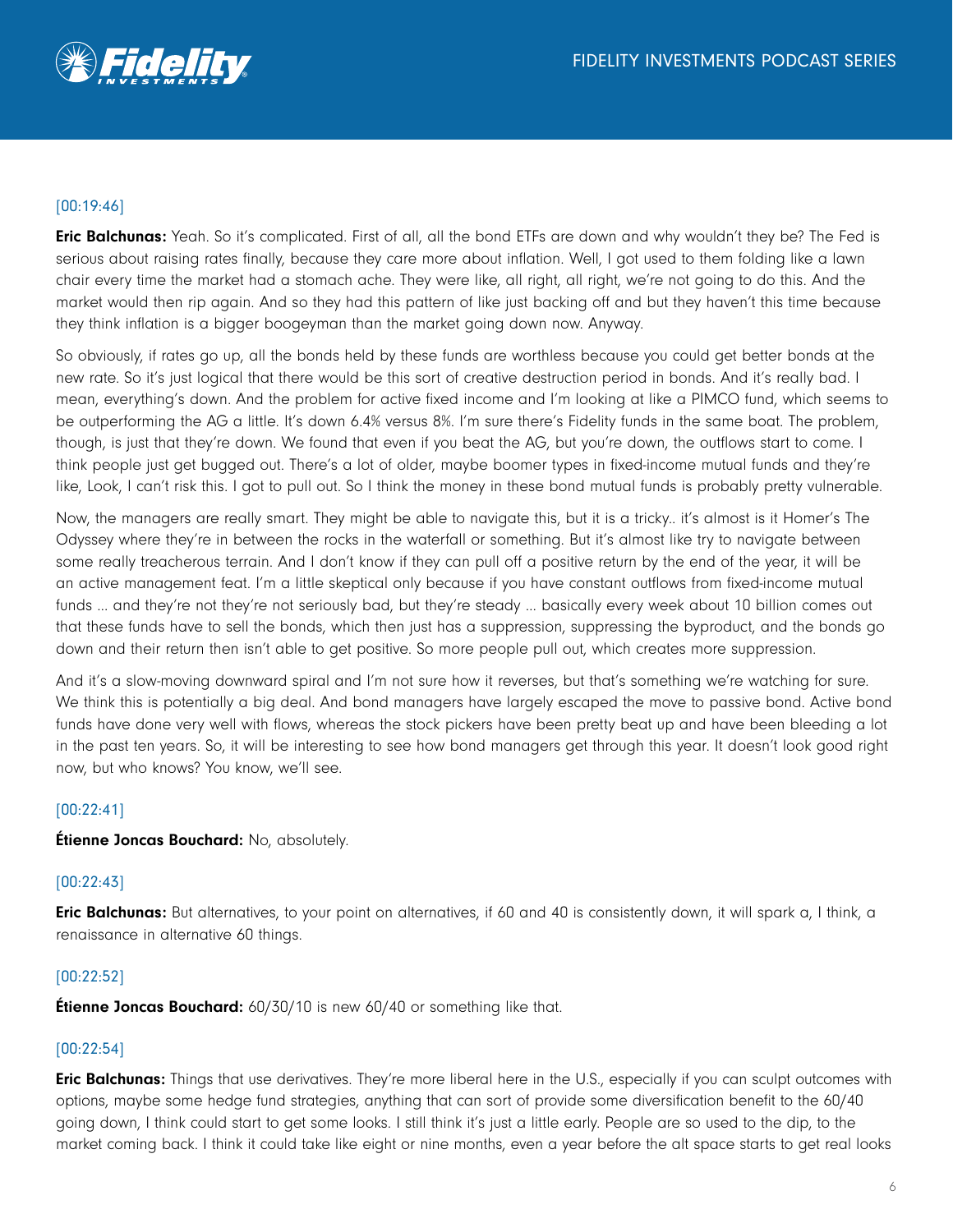[00:19:46]

**Eric Balchunas:** Yeah. So it's complicated. First of all, all the bond ETFs are down and why wouldn't they be? The Fed is serious about raising rates finally, because they care more about inflation. Well, I got used to them folding like a lawn chair every time the market had a stomach ache. They were like, all right, all right, we're not going to do this. And the market would then rip again. And so they had this pattern of like just backing off and but they haven't this time because they think inflation is a bigger boogeyman than the market going down now. Anyway.

So obviously, if rates go up, all the bonds held by these funds are worthless because you could get better bonds at the new rate. So it's just logical that there would be this sort of creative destruction period in bonds. And it's really bad. I mean, everything's down. And the problem for active fixed income and I'm looking at like a PIMCO fund, which seems to be outperforming the AG a little. It's down 6.4% versus 8%. I'm sure there's Fidelity funds in the same boat. The problem, though, is just that they're down. We found that even if you beat the AG, but you're down, the outflows start to come. I think people just get bugged out. There's a lot of older, maybe boomer types in fixed-income mutual funds and they're like, Look, I can't risk this. I got to pull out. So I think the money in these bond mutual funds is probably pretty vulnerable.

Now, the managers are really smart. They might be able to navigate this, but it is a tricky.. it's almost is it Homer's The Odyssey where they're in between the rocks in the waterfall or something. But it's almost like try to navigate between some really treacherous terrain. And I don't know if they can pull off a positive return by the end of the year, it will be an active management feat. I'm a little skeptical only because if you have constant outflows from fixed-income mutual funds ... and they're not they're not seriously bad, but they're steady ... basically every week about 10 billion comes out that these funds have to sell the bonds, which then just has a suppression, suppressing the byproduct, and the bonds go down and their return then isn't able to get positive. So more people pull out, which creates more suppression.

And it's a slow-moving downward spiral and I'm not sure how it reverses, but that's something we're watching for sure. We think this is potentially a big deal. And bond managers have largely escaped the move to passive bond. Active bond funds have done very well with flows, whereas the stock pickers have been pretty beat up and have been bleeding a lot in the past ten years. So, it will be interesting to see how bond managers get through this year. It doesn't look good right now, but who knows? You know, we'll see.

[00:22:41]

**Étienne Joncas Bouchard:** No, absolutely.

[00:22:43]

**Eric Balchunas:** But alternatives, to your point on alternatives, if 60 and 40 is consistently down, it will spark a, I think, a renaissance in alternative 60 things.

[00:22:52]

**Étienne Joncas Bouchard:** 60/30/10 is new 60/40 or something like that.

[00:22:54]

**Eric Balchunas:** Things that use derivatives. They're more liberal here in the U.S., especially if you can sculpt outcomes with options, maybe some hedge fund strategies, anything that can sort of provide some diversification benefit to the 60/40 going down, I think could start to get some looks. I still think it's just a little early. People are so used to the dip, to the market coming back. I think it could take like eight or nine months, even a year before the alt space starts to get real looks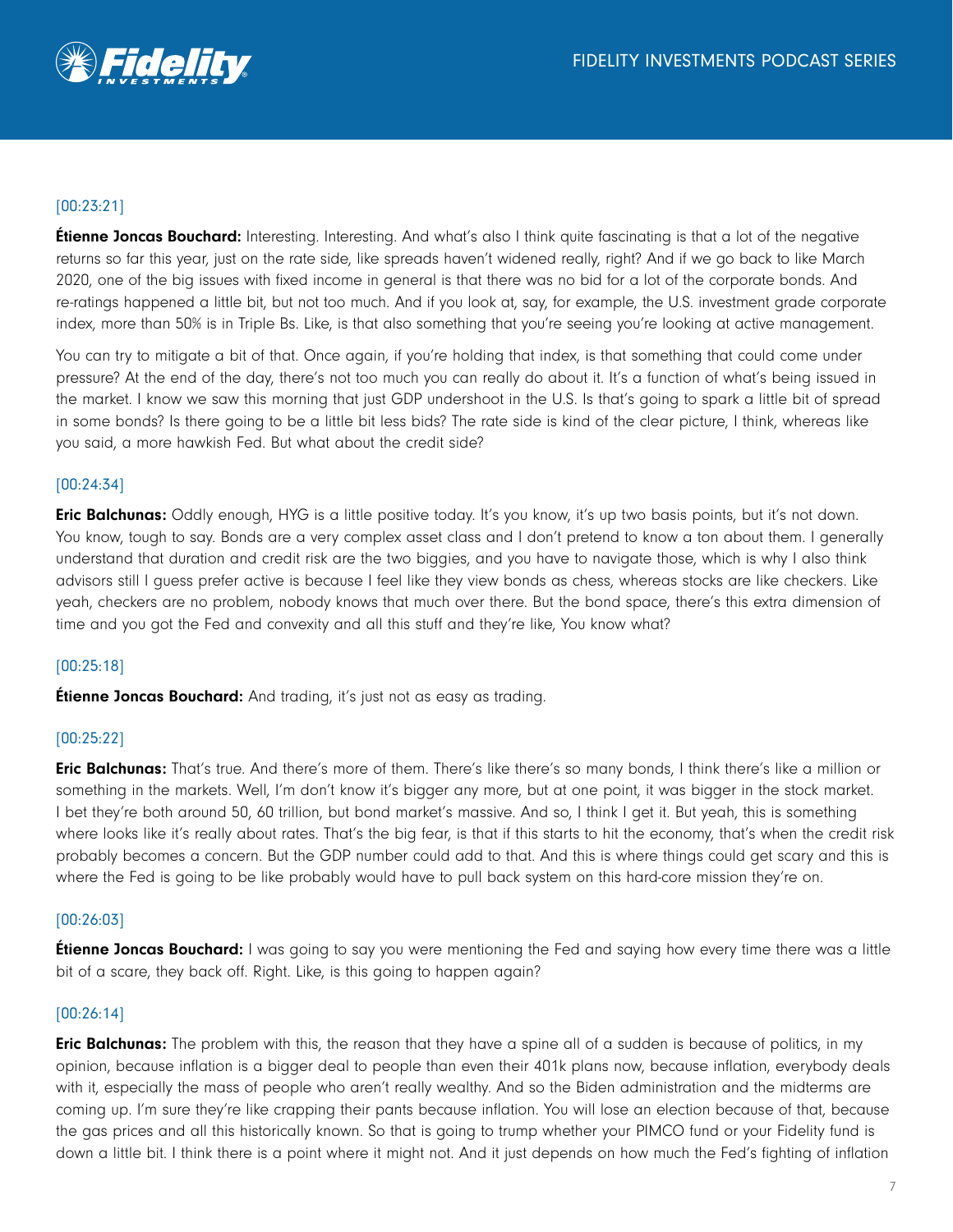[00:23:21]

**Étienne Joncas Bouchard:** Interesting. Interesting. And what's also I think quite fascinating is that a lot of the negative returns so far this year, just on the rate side, like spreads haven't widened really, right? And if we go back to like March 2020, one of the big issues with fixed income in general is that there was no bid for a lot of the corporate bonds. And re-ratings happened a little bit, but not too much. And if you look at, say, for example, the U.S. investment grade corporate index, more than 50% is in Triple Bs. Like, is that also something that you're seeing you're looking at active management.

You can try to mitigate a bit of that. Once again, if you're holding that index, is that something that could come under pressure? At the end of the day, there's not too much you can really do about it. It's a function of what's being issued in the market. I know we saw this morning that just GDP undershoot in the U.S. Is that's going to spark a little bit of spread in some bonds? Is there going to be a little bit less bids? The rate side is kind of the clear picture, I think, whereas like you said, a more hawkish Fed. But what about the credit side?

[00:24:34]

**Eric Balchunas:** Oddly enough, HYG is a little positive today. It's you know, it's up two basis points, but it's not down. You know, tough to say. Bonds are a very complex asset class and I don't pretend to know a ton about them. I generally understand that duration and credit risk are the two biggies, and you have to navigate those, which is why I also think advisors still I guess prefer active is because I feel like they view bonds as chess, whereas stocks are like checkers. Like yeah, checkers are no problem, nobody knows that much over there. But the bond space, there's this extra dimension of time and you got the Fed and convexity and all this stuff and they're like, You know what?

[00:25:18]

**Étienne Joncas Bouchard:** And trading, it's just not as easy as trading.

[00:25:22]

**Eric Balchunas:** That's true. And there's more of them. There's like there's so many bonds, I think there's like a million or something in the markets. Well, I'm don't know it's bigger any more, but at one point, it was bigger in the stock market. I bet they're both around 50, 60 trillion, but bond market's massive. And so, I think I get it. But yeah, this is something where looks like it's really about rates. That's the big fear, is that if this starts to hit the economy, that's when the credit risk probably becomes a concern. But the GDP number could add to that. And this is where things could get scary and this is where the Fed is going to be like probably would have to pull back system on this hard-core mission they're on.

[00:26:03]

**Étienne Joncas Bouchard:** I was going to say you were mentioning the Fed and saying how every time there was a little bit of a scare, they back off. Right. Like, is this going to happen again?

[00:26:14]

**Eric Balchunas:** The problem with this, the reason that they have a spine all of a sudden is because of politics, in my opinion, because inflation is a bigger deal to people than even their 401k plans now, because inflation, everybody deals with it, especially the mass of people who aren't really wealthy. And so the Biden administration and the midterms are coming up. I'm sure they're like crapping their pants because inflation. You will lose an election because of that, because the gas prices and all this historically known. So that is going to trump whether your PIMCO fund or your Fidelity fund is down a little bit. I think there is a point where it might not. And it just depends on how much the Fed's fighting of inflation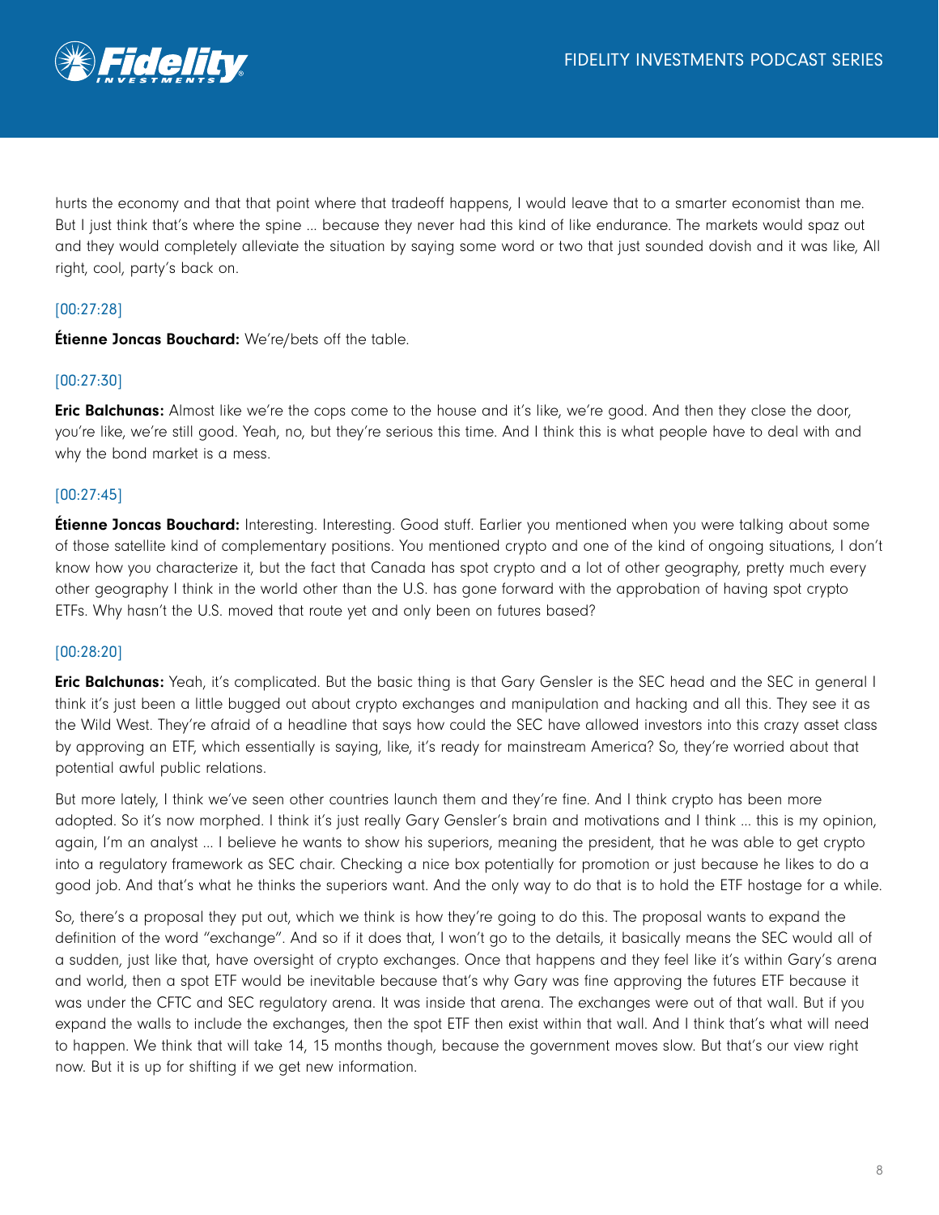hurts the economy and that that point where that tradeoff happens, I would leave that to a smarter economist than me. But I just think that's where the spine ... because they never had this kind of like endurance. The markets would spaz out and they would completely alleviate the situation by saying some word or two that just sounded dovish and it was like, All right, cool, party's back on.

[00:27:28]

**Étienne Joncas Bouchard:** We're/bets off the table.

[00:27:30]

**Eric Balchunas:** Almost like we're the cops come to the house and it's like, we're good. And then they close the door, you're like, we're still good. Yeah, no, but they're serious this time. And I think this is what people have to deal with and why the bond market is a mess.

[00:27:45]

**Étienne Joncas Bouchard:** Interesting. Interesting. Good stuff. Earlier you mentioned when you were talking about some of those satellite kind of complementary positions. You mentioned crypto and one of the kind of ongoing situations, I don't know how you characterize it, but the fact that Canada has spot crypto and a lot of other geography, pretty much every other geography I think in the world other than the U.S. has gone forward with the approbation of having spot crypto ETFs. Why hasn't the U.S. moved that route yet and only been on futures based?

[00:28:20]

**Eric Balchunas:** Yeah, it's complicated. But the basic thing is that Gary Gensler is the SEC head and the SEC in general I think it's just been a little bugged out about crypto exchanges and manipulation and hacking and all this. They see it as the Wild West. They're afraid of a headline that says how could the SEC have allowed investors into this crazy asset class by approving an ETF, which essentially is saying, like, it's ready for mainstream America? So, they're worried about that potential awful public relations.

But more lately, I think we've seen other countries launch them and they're fine. And I think crypto has been more adopted. So it's now morphed. I think it's just really Gary Gensler's brain and motivations and I think ... this is my opinion, again, I'm an analyst ... I believe he wants to show his superiors, meaning the president, that he was able to get crypto into a regulatory framework as SEC chair. Checking a nice box potentially for promotion or just because he likes to do a good job. And that's what he thinks the superiors want. And the only way to do that is to hold the ETF hostage for a while.

So, there's a proposal they put out, which we think is how they're going to do this. The proposal wants to expand the definition of the word "exchange". And so if it does that, I won't go to the details, it basically means the SEC would all of a sudden, just like that, have oversight of crypto exchanges. Once that happens and they feel like it's within Gary's arena and world, then a spot ETF would be inevitable because that's why Gary was fine approving the futures ETF because it was under the CFTC and SEC regulatory arena. It was inside that arena. The exchanges were out of that wall. But if you expand the walls to include the exchanges, then the spot ETF then exist within that wall. And I think that's what will need to happen. We think that will take 14, 15 months though, because the government moves slow. But that's our view right now. But it is up for shifting if we get new information.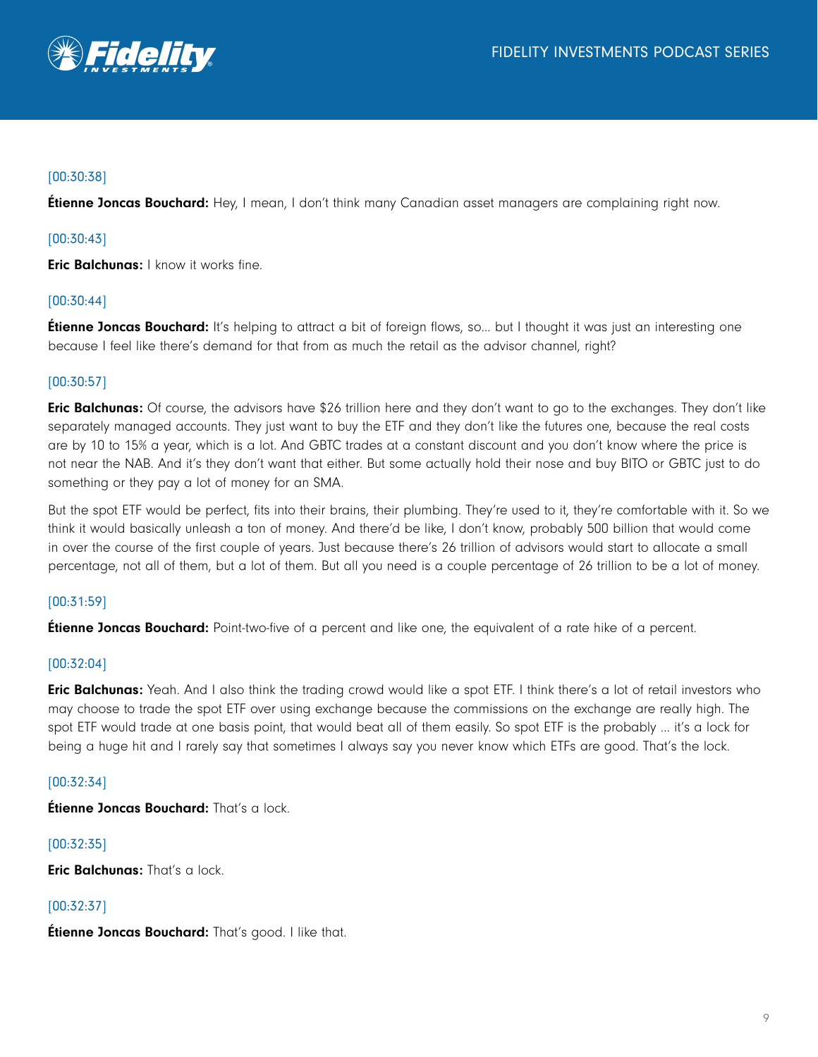[00:30:38]

**Étienne Joncas Bouchard:** Hey, I mean, I don't think many Canadian asset managers are complaining right now.

[00:30:43]

**Eric Balchunas:** I know it works fine.

[00:30:44]

**Étienne Joncas Bouchard:** It's helping to attract a bit of foreign flows, so... but I thought it was just an interesting one because I feel like there's demand for that from as much the retail as the advisor channel, right?

[00:30:57]

**Eric Balchunas:** Of course, the advisors have $26 trillion here and they don't want to go to the exchanges. They don't like separately managed accounts. They just want to buy the ETF and they don't like the futures one, because the real costs are by 10 to 15% a year, which is a lot. And GBTC trades at a constant discount and you don't know where the price is not near the NAB. And it's they don't want that either. But some actually hold their nose and buy BITO or GBTC just to do something or they pay a lot of money for an SMA.

But the spot ETF would be perfect, fits into their brains, their plumbing. They're used to it, they're comfortable with it. So we think it would basically unleash a ton of money. And there'd be like, I don't know, probably 500 billion that would come in over the course of the first couple of years. Just because there's 26 trillion of advisors would start to allocate a small percentage, not all of them, but a lot of them. But all you need is a couple percentage of 26 trillion to be a lot of money.

[00:31:59]

**Étienne Joncas Bouchard:** Point-two-five of a percent and like one, the equivalent of a rate hike of a percent.

[00:32:04]

**Eric Balchunas:** Yeah. And I also think the trading crowd would like a spot ETF. I think there's a lot of retail investors who may choose to trade the spot ETF over using exchange because the commissions on the exchange are really high. The spot ETF would trade at one basis point, that would beat all of them easily. So spot ETF is the probably ... it's a lock for being a huge hit and I rarely say that sometimes I always say you never know which ETFs are good. That's the lock.

[00:32:34]

**Étienne Joncas Bouchard:** That's a lock.

[00:32:35]

**Eric Balchunas:** That's a lock.

[00:32:37]

**Étienne Joncas Bouchard:** That's good. I like that.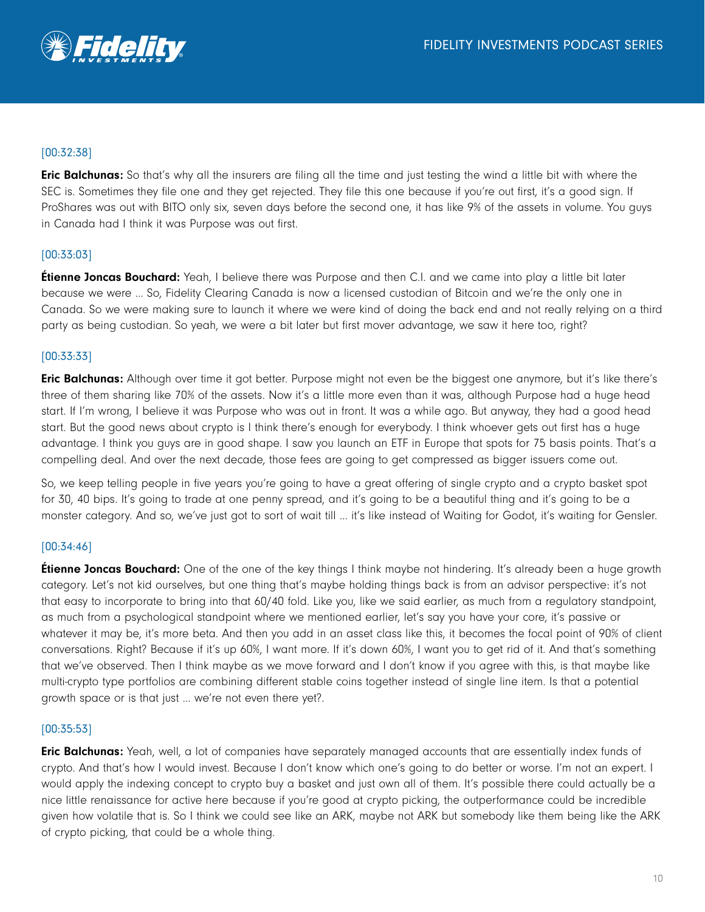[00:32:38]

**Eric Balchunas:** So that's why all the insurers are filing all the time and just testing the wind a little bit with where the SEC is. Sometimes they file one and they get rejected. They file this one because if you're out first, it's a good sign. If ProShares was out with BITO only six, seven days before the second one, it has like 9% of the assets in volume. You guys in Canada had I think it was Purpose was out first.

[00:33:03]

**Étienne Joncas Bouchard:** Yeah, I believe there was Purpose and then C.I. and we came into play a little bit later because we were ... So, Fidelity Clearing Canada is now a licensed custodian of Bitcoin and we're the only one in Canada. So we were making sure to launch it where we were kind of doing the back end and not really relying on a third party as being custodian. So yeah, we were a bit later but first mover advantage, we saw it here too, right?

[00:33:33]

**Eric Balchunas:** Although over time it got better. Purpose might not even be the biggest one anymore, but it's like there's three of them sharing like 70% of the assets. Now it's a little more even than it was, although Purpose had a huge head start. If I'm wrong, I believe it was Purpose who was out in front. It was a while ago. But anyway, they had a good head start. But the good news about crypto is I think there's enough for everybody. I think whoever gets out first has a huge advantage. I think you guys are in good shape. I saw you launch an ETF in Europe that spots for 75 basis points. That's a compelling deal. And over the next decade, those fees are going to get compressed as bigger issuers come out.

So, we keep telling people in five years you're going to have a great offering of single crypto and a crypto basket spot for 30, 40 bips. It's going to trade at one penny spread, and it's going to be a beautiful thing and it's going to be a monster category. And so, we've just got to sort of wait till ... it's like instead of Waiting for Godot, it's waiting for Gensler.

[00:34:46]

**Étienne Joncas Bouchard:** One of the one of the key things I think maybe not hindering. It's already been a huge growth category. Let's not kid ourselves, but one thing that's maybe holding things back is from an advisor perspective: it's not that easy to incorporate to bring into that 60/40 fold. Like you, like we said earlier, as much from a regulatory standpoint, as much from a psychological standpoint where we mentioned earlier, let's say you have your core, it's passive or whatever it may be, it's more beta. And then you add in an asset class like this, it becomes the focal point of 90% of client conversations. Right? Because if it's up 60%, I want more. If it's down 60%, I want you to get rid of it. And that's something that we've observed. Then I think maybe as we move forward and I don't know if you agree with this, is that maybe like multi-crypto type portfolios are combining different stable coins together instead of single line item. Is that a potential growth space or is that just ... we're not even there yet?.

[00:35:53]

**Eric Balchunas:** Yeah, well, a lot of companies have separately managed accounts that are essentially index funds of crypto. And that's how I would invest. Because I don't know which one's going to do better or worse. I'm not an expert. I would apply the indexing concept to crypto buy a basket and just own all of them. It's possible there could actually be a nice little renaissance for active here because if you're good at crypto picking, the outperformance could be incredible given how volatile that is. So I think we could see like an ARK, maybe not ARK but somebody like them being like the ARK of crypto picking, that could be a whole thing.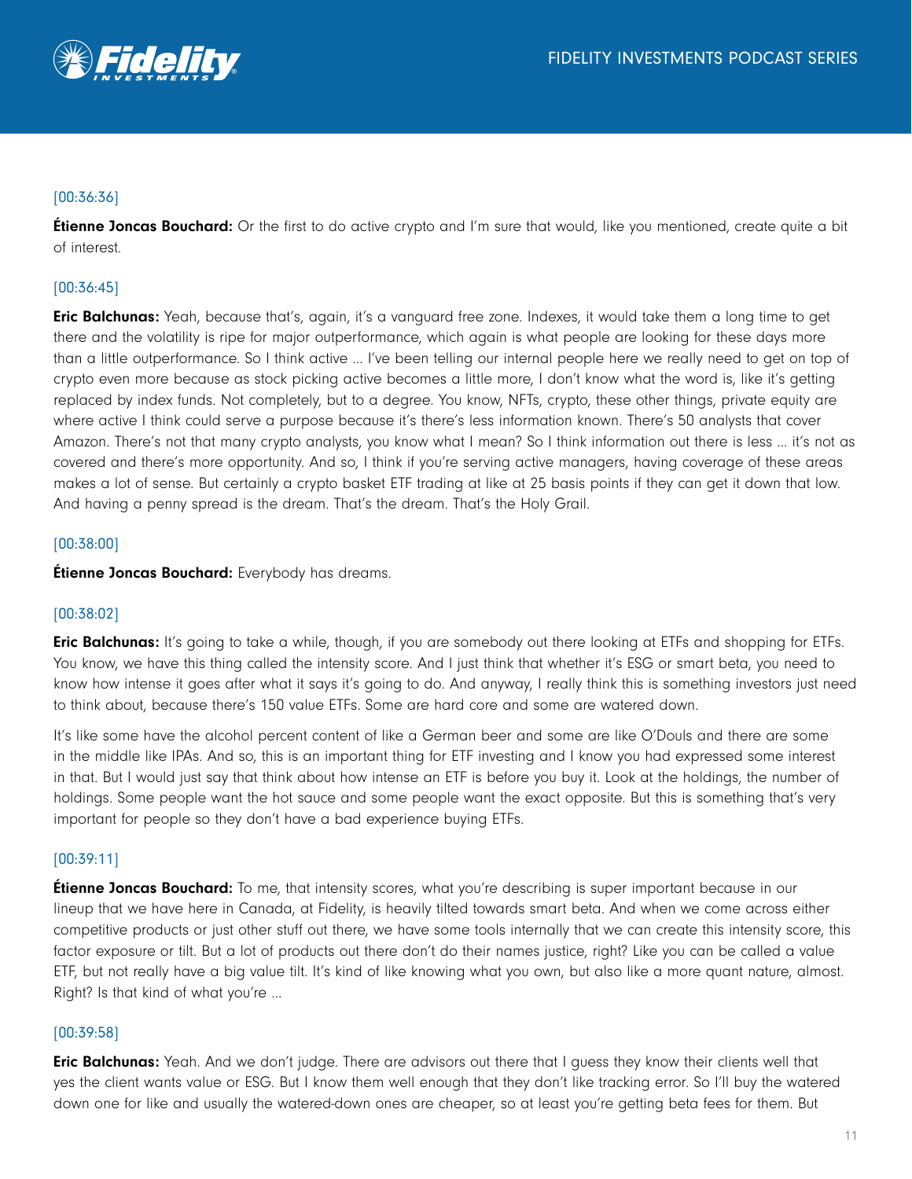[00:36:36]

**Étienne Joncas Bouchard:** Or the first to do active crypto and I'm sure that would, like you mentioned, create quite a bit of interest.

[00:36:45]

**Eric Balchunas:** Yeah, because that's, again, it's a vanguard free zone. Indexes, it would take them a long time to get there and the volatility is ripe for major outperformance, which again is what people are looking for these days more than a little outperformance. So I think active ... I've been telling our internal people here we really need to get on top of crypto even more because as stock picking active becomes a little more, I don't know what the word is, like it's getting replaced by index funds. Not completely, but to a degree. You know, NFTs, crypto, these other things, private equity are where active I think could serve a purpose because it's there's less information known. There's 50 analysts that cover Amazon. There's not that many crypto analysts, you know what I mean? So I think information out there is less ... it's not as covered and there's more opportunity. And so, I think if you're serving active managers, having coverage of these areas makes a lot of sense. But certainly a crypto basket ETF trading at like at 25 basis points if they can get it down that low. And having a penny spread is the dream. That's the dream. That's the Holy Grail.

[00:38:00]

**Étienne Joncas Bouchard:** Everybody has dreams.

[00:38:02]

**Eric Balchunas:** It's going to take a while, though, if you are somebody out there looking at ETFs and shopping for ETFs. You know, we have this thing called the intensity score. And I just think that whether it's ESG or smart beta, you need to know how intense it goes after what it says it's going to do. And anyway, I really think this is something investors just need to think about, because there's 150 value ETFs. Some are hard core and some are watered down.

It's like some have the alcohol percent content of like a German beer and some are like O'Douls and there are some in the middle like IPAs. And so, this is an important thing for ETF investing and I know you had expressed some interest in that. But I would just say that think about how intense an ETF is before you buy it. Look at the holdings, the number of holdings. Some people want the hot sauce and some people want the exact opposite. But this is something that's very important for people so they don't have a bad experience buying ETFs.

[00:39:11]

**Étienne Joncas Bouchard:** To me, that intensity scores, what you're describing is super important because in our lineup that we have here in Canada, at Fidelity, is heavily tilted towards smart beta. And when we come across either competitive products or just other stuff out there, we have some tools internally that we can create this intensity score, this factor exposure or tilt. But a lot of products out there don't do their names justice, right? Like you can be called a value ETF, but not really have a big value tilt. It's kind of like knowing what you own, but also like a more quant nature, almost. Right? Is that kind of what you're ...

[00:39:58]

**Eric Balchunas:** Yeah. And we don't judge. There are advisors out there that I guess they know their clients well that yes the client wants value or ESG. But I know them well enough that they don't like tracking error. So I'll buy the watered down one for like and usually the watered-down ones are cheaper, so at least you're getting beta fees for them. But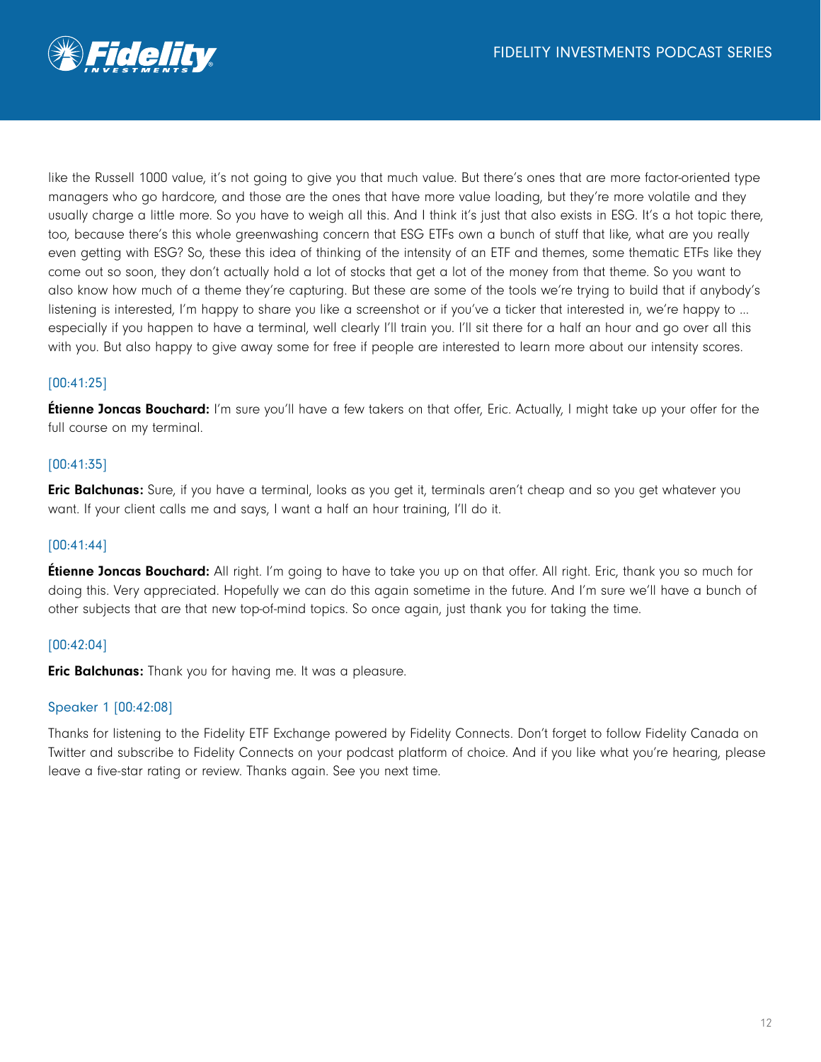like the Russell 1000 value, it's not going to give you that much value. But there's ones that are more factor-oriented type managers who go hardcore, and those are the ones that have more value loading, but they're more volatile and they usually charge a little more. So you have to weigh all this. And I think it's just that also exists in ESG. It's a hot topic there, too, because there's this whole greenwashing concern that ESG ETFs own a bunch of stuff that like, what are you really even getting with ESG? So, these this idea of thinking of the intensity of an ETF and themes, some thematic ETFs like they come out so soon, they don't actually hold a lot of stocks that get a lot of the money from that theme. So you want to also know how much of a theme they're capturing. But these are some of the tools we're trying to build that if anybody's listening is interested, I'm happy to share you like a screenshot or if you've a ticker that interested in, we're happy to ... especially if you happen to have a terminal, well clearly I'll train you. I'll sit there for a half an hour and go over all this with you. But also happy to give away some for free if people are interested to learn more about our intensity scores.

[00:41:25]

**Étienne Joncas Bouchard:** I'm sure you'll have a few takers on that offer, Eric. Actually, I might take up your offer for the full course on my terminal.

[00:41:35]

**Eric Balchunas:** Sure, if you have a terminal, looks as you get it, terminals aren't cheap and so you get whatever you want. If your client calls me and says, I want a half an hour training, I'll do it.

[00:41:44]

**Étienne Joncas Bouchard:** All right. I'm going to have to take you up on that offer. All right. Eric, thank you so much for doing this. Very appreciated. Hopefully we can do this again sometime in the future. And I'm sure we'll have a bunch of other subjects that are that new top-of-mind topics. So once again, just thank you for taking the time.

[00:42:04]

**Eric Balchunas:** Thank you for having me. It was a pleasure.

Speaker 1 [00:42:08]

Thanks for listening to the Fidelity ETF Exchange powered by Fidelity Connects. Don't forget to follow Fidelity Canada on Twitter and subscribe to Fidelity Connects on your podcast platform of choice. And if you like what you're hearing, please leave a five-star rating or review. Thanks again. See you next time.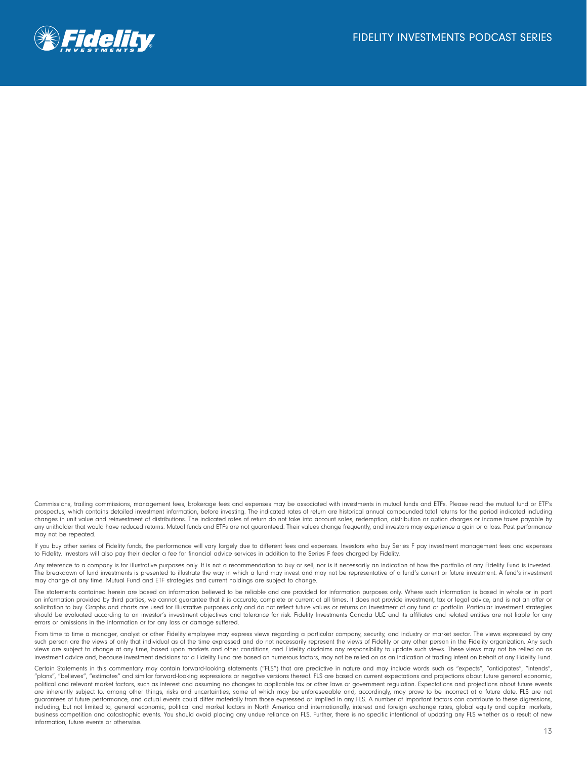Commissions, trailing commissions, management fees, brokerage fees and expenses may be associated with investments in mutual funds and ETFs. Please read the mutual fund or ETF's prospectus, which contains detailed investment information, before investing. The indicated rates of return are historical annual compounded total returns for the period indicated including changes in unit value and reinvestment of distributions. The indicated rates of return do not take into account sales, redemption, distribution or option charges or income taxes payable by any unitholder that would have reduced returns. Mutual funds and ETFs are not guaranteed. Their values change frequently, and investors may experience a gain or a loss. Past performance may not be repeated.

If you buy other series of Fidelity funds, the performance will vary largely due to different fees and expenses. Investors who buy Series F pay investment management fees and expenses to Fidelity. Investors will also pay their dealer a fee for financial advice services in addition to the Series F fees charged by Fidelity.

Any reference to a company is for illustrative purposes only. It is not a recommendation to buy or sell, nor is it necessarily an indication of how the portfolio of any Fidelity Fund is invested. The breakdown of fund investments is presented to illustrate the way in which a fund may invest and may not be representative of a fund's current or future investment. A fund's investment may change at any time. Mutual Fund and ETF strategies and current holdings are subject to change.

The statements contained herein are based on information believed to be reliable and are provided for information purposes only. Where such information is based in whole or in part on information provided by third parties, we cannot guarantee that it is accurate, complete or current at all times. It does not provide investment, tax or legal advice, and is not an offer or solicitation to buy. Graphs and charts are used for illustrative purposes only and do not reflect future values or returns on investment of any fund or portfolio. Particular investment strategies should be evaluated according to an investor's investment objectives and tolerance for risk. Fidelity Investments Canada ULC and its affiliates and related entities are not liable for any errors or omissions in the information or for any loss or damage suffered.

From time to time a manager, analyst or other Fidelity employee may express views regarding a particular company, security, and industry or market sector. The views expressed by any such person are the views of only that individual as of the time expressed and do not necessarily represent the views of Fidelity or any other person in the Fidelity organization. Any such views are subject to change at any time, based upon markets and other conditions, and Fidelity disclaims any responsibility to update such views. These views may not be relied on as investment advice and, because investment decisions for a Fidelity Fund are based on numerous factors, may not be relied on as an indication of trading intent on behalf of any Fidelity Fund.

Certain Statements in this commentary may contain forward-looking statements ("FLS") that are predictive in nature and may include words such as "expects", "anticipates", "intends", "plans", "believes", "estimates" and similar forward-looking expressions or negative versions thereof. FLS are based on current expectations and projections about future general economic, political and relevant market factors, such as interest and assuming no changes to applicable tax or other laws or government regulation. Expectations and projections about future events are inherently subject to, among other things, risks and uncertainties, some of which may be unforeseeable and, accordingly, may prove to be incorrect at a future date. FLS are not guarantees of future performance, and actual events could differ materially from those expressed or implied in any FLS. A number of important factors can contribute to these digressions, including, but not limited to, general economic, political and market factors in North America and internationally, interest and foreign exchange rates, global equity and capital markets, business competition and catastrophic events. You should avoid placing any undue reliance on FLS. Further, there is no specific intentional of updating any FLS whether as a result of new information, future events or otherwise.